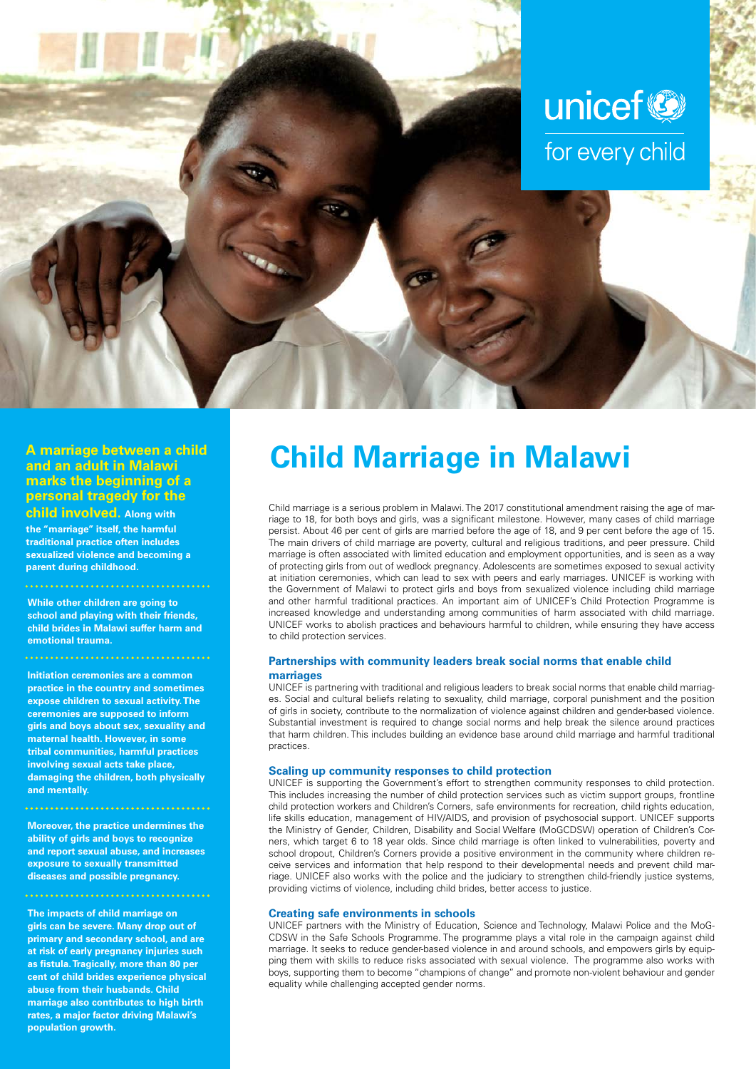unicef
for every child

# Child Marriage in Malawi

**A marriage between a child and an adult in Malawi marks the beginning of a personal tragedy for the child involved. Along with the "marriage" itself, the harmful traditional practice often includes sexualized violence and becoming a parent during childhood.**

**While other children are going to school and playing with their friends, child brides in Malawi suffer harm and emotional trauma.**

**Initiation ceremonies are a common practice in the country and sometimes expose children to sexual activity. The ceremonies are supposed to inform girls and boys about sex, sexuality and maternal health. However, in some tribal communities, harmful practices involving sexual acts take place, damaging the children, both physically and mentally.**

**Moreover, the practice undermines the ability of girls and boys to recognize and report sexual abuse, and increases exposure to sexually transmitted diseases and possible pregnancy.**

**The impacts of child marriage on girls can be severe. Many drop out of primary and secondary school, and are at risk of early pregnancy injuries such as fistula. Tragically, more than 80 per cent of child brides experience physical abuse from their husbands. Child marriage also contributes to high birth rates, a major factor driving Malawi's population growth.**

Child marriage is a serious problem in Malawi. The 2017 constitutional amendment raising the age of marriage to 18, for both boys and girls, was a significant milestone. However, many cases of child marriage persist. About 46 per cent of girls are married before the age of 18, and 9 per cent before the age of 15. The main drivers of child marriage are poverty, cultural and religious traditions, and peer pressure. Child marriage is often associated with limited education and employment opportunities, and is seen as a way of protecting girls from out of wedlock pregnancy. Adolescents are sometimes exposed to sexual activity at initiation ceremonies, which can lead to sex with peers and early marriages. UNICEF is working with the Government of Malawi to protect girls and boys from sexualized violence including child marriage and other harmful traditional practices. An important aim of UNICEF's Child Protection Programme is increased knowledge and understanding among communities of harm associated with child marriage. UNICEF works to abolish practices and behaviours harmful to children, while ensuring they have access to child protection services.

### Partnerships with community leaders break social norms that enable child marriages

UNICEF is partnering with traditional and religious leaders to break social norms that enable child marriages. Social and cultural beliefs relating to sexuality, child marriage, corporal punishment and the position of girls in society, contribute to the normalization of violence against children and gender-based violence. Substantial investment is required to change social norms and help break the silence around practices that harm children. This includes building an evidence base around child marriage and harmful traditional practices.

### Scaling up community responses to child protection

UNICEF is supporting the Government's effort to strengthen community responses to child protection. This includes increasing the number of child protection services such as victim support groups, frontline child protection workers and Children's Corners, safe environments for recreation, child rights education, life skills education, management of HIV/AIDS, and provision of psychosocial support. UNICEF supports the Ministry of Gender, Children, Disability and Social Welfare (MoGCDSW) operation of Children's Corners, which target 6 to 18 year olds. Since child marriage is often linked to vulnerabilities, poverty and school dropout, Children's Corners provide a positive environment in the community where children receive services and information that help respond to their developmental needs and prevent child marriage. UNICEF also works with the police and the judiciary to strengthen child-friendly justice systems, providing victims of violence, including child brides, better access to justice.

### Creating safe environments in schools

UNICEF partners with the Ministry of Education, Science and Technology, Malawi Police and the MoGCDSW in the Safe Schools Programme. The programme plays a vital role in the campaign against child marriage. It seeks to reduce gender-based violence in and around schools, and empowers girls by equipping them with skills to reduce risks associated with sexual violence. The programme also works with boys, supporting them to become "champions of change" and promote non-violent behaviour and gender equality while challenging accepted gender norms.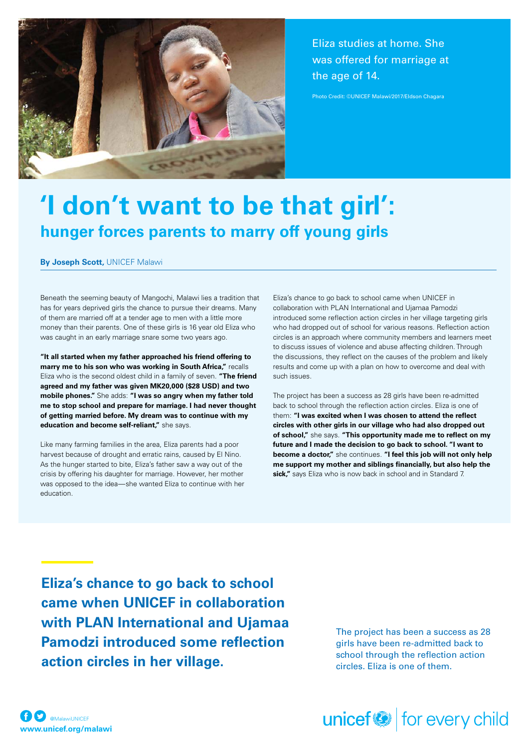Eliza studies at home. She was offered for marriage at the age of 14.

Photo Credit: ©UNICEF Malawi/2017/Eldson Chagara

# 'I don't want to be that girl':

## hunger forces parents to marry off young girls

**By Joseph Scott,** UNICEF Malawi

Beneath the seeming beauty of Mangochi, Malawi lies a tradition that has for years deprived girls the chance to pursue their dreams. Many of them are married off at a tender age to men with a little more money than their parents. One of these girls is 16 year old Eliza who was caught in an early marriage snare some two years ago.

**"It all started when my father approached his friend offering to marry me to his son who was working in South Africa,"** recalls Eliza who is the second oldest child in a family of seven. **"The friend agreed and my father was given MK20,000 ($28 USD) and two mobile phones."** She adds: **"I was so angry when my father told me to stop school and prepare for marriage. I had never thought of getting married before. My dream was to continue with my education and become self-reliant,"** she says.

Like many farming families in the area, Eliza parents had a poor harvest because of drought and erratic rains, caused by El Nino. As the hunger started to bite, Eliza's father saw a way out of the crisis by offering his daughter for marriage. However, her mother was opposed to the idea—she wanted Eliza to continue with her education.

Eliza's chance to go back to school came when UNICEF in collaboration with PLAN International and Ujamaa Pamodzi introduced some reflection action circles in her village targeting girls who had dropped out of school for various reasons. Reflection action circles is an approach where community members and learners meet to discuss issues of violence and abuse affecting children. Through the discussions, they reflect on the causes of the problem and likely results and come up with a plan on how to overcome and deal with such issues.

The project has been a success as 28 girls have been re-admitted back to school through the reflection action circles. Eliza is one of them: **"I was excited when I was chosen to attend the reflect circles with other girls in our village who had also dropped out of school,"** she says. **"This opportunity made me to reflect on my future and I made the decision to go back to school. "I want to become a doctor,"** she continues. **"I feel this job will not only help me support my mother and siblings financially, but also help the sick,"** says Eliza who is now back in school and in Standard 7.

**Eliza's chance to go back to school came when UNICEF in collaboration with PLAN International and Ujamaa Pamodzi introduced some reflection action circles in her village.**

The project has been a success as 28 girls have been re-admitted back to school through the reflection action circles. Eliza is one of them.

@MalawiUNICEF
www.unicef.org/malawi

unicef | for every child